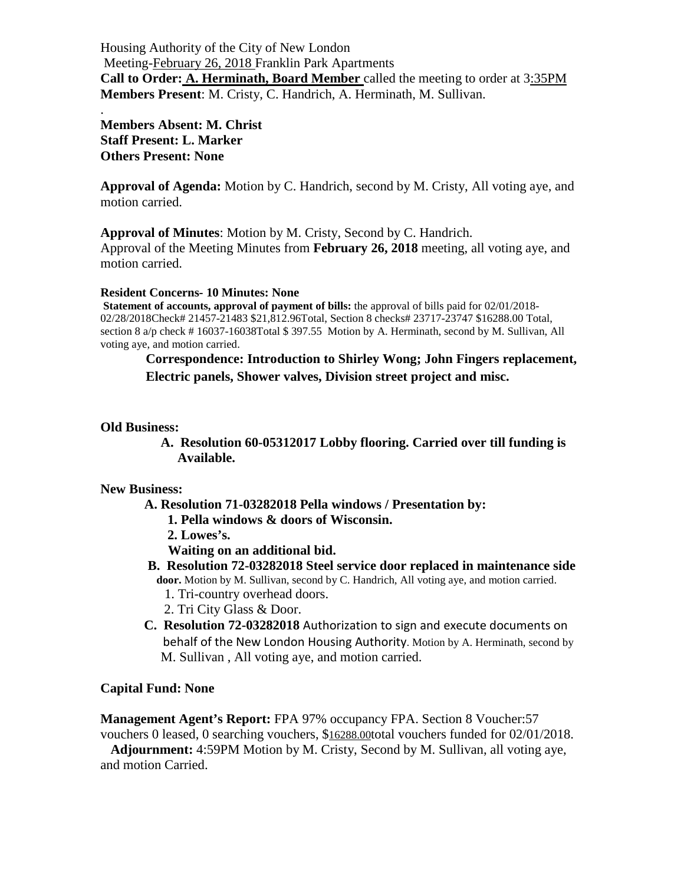Housing Authority of the City of New London

Meeting-February 26, 2018 Franklin Park Apartments

**Call to Order: A. Herminath, Board Member** called the meeting to order at 3:35PM

**Members Present**: M. Cristy, C. Handrich, A. Herminath, M. Sullivan.

.

**Members Absent: M. Christ**

**Staff Present: L. Marker**

**Others Present: None**

**Approval of Agenda:** Motion by C. Handrich, second by M. Cristy, All voting aye, and motion carried.

**Approval of Minutes**: Motion by M. Cristy, Second by C. Handrich.
Approval of the Meeting Minutes from **February 26, 2018** meeting, all voting aye, and motion carried.

**Resident Concerns- 10 Minutes: None**

**Statement of accounts, approval of payment of bills:** the approval of bills paid for 02/01/2018-02/28/2018Check# 21457-21483 $21,812.96Total, Section 8 checks# 23717-23747 $16288.00 Total, section 8 a/p check # 16037-16038Total $ 397.55 Motion by A. Herminath, second by M. Sullivan, All voting aye, and motion carried.

**Correspondence: Introduction to Shirley Wong; John Fingers replacement, Electric panels, Shower valves, Division street project and misc.**

**Old Business:**

A. **Resolution 60-05312017 Lobby flooring. Carried over till funding is Available.**

**New Business:**

A. **Resolution 71-03282018 Pella windows / Presentation by:**
   1. **Pella windows & doors of Wisconsin.**
   2. **Lowes's.**

   **Waiting on an additional bid.**

B. **Resolution 72-03282018 Steel service door replaced in maintenance side door.** Motion by M. Sullivan, second by C. Handrich, All voting aye, and motion carried.
   1. Tri-country overhead doors.
   2. Tri City Glass & Door.

C. **Resolution 72-03282018** Authorization to sign and execute documents on behalf of the New London Housing Authority. Motion by A. Herminath, second by M. Sullivan , All voting aye, and motion carried.

**Capital Fund: None**

**Management Agent's Report:** FPA 97% occupancy FPA. Section 8 Voucher:57 vouchers 0 leased, 0 searching vouchers, $16288.00total vouchers funded for 02/01/2018.

**Adjournment:** 4:59PM Motion by M. Cristy, Second by M. Sullivan, all voting aye, and motion Carried.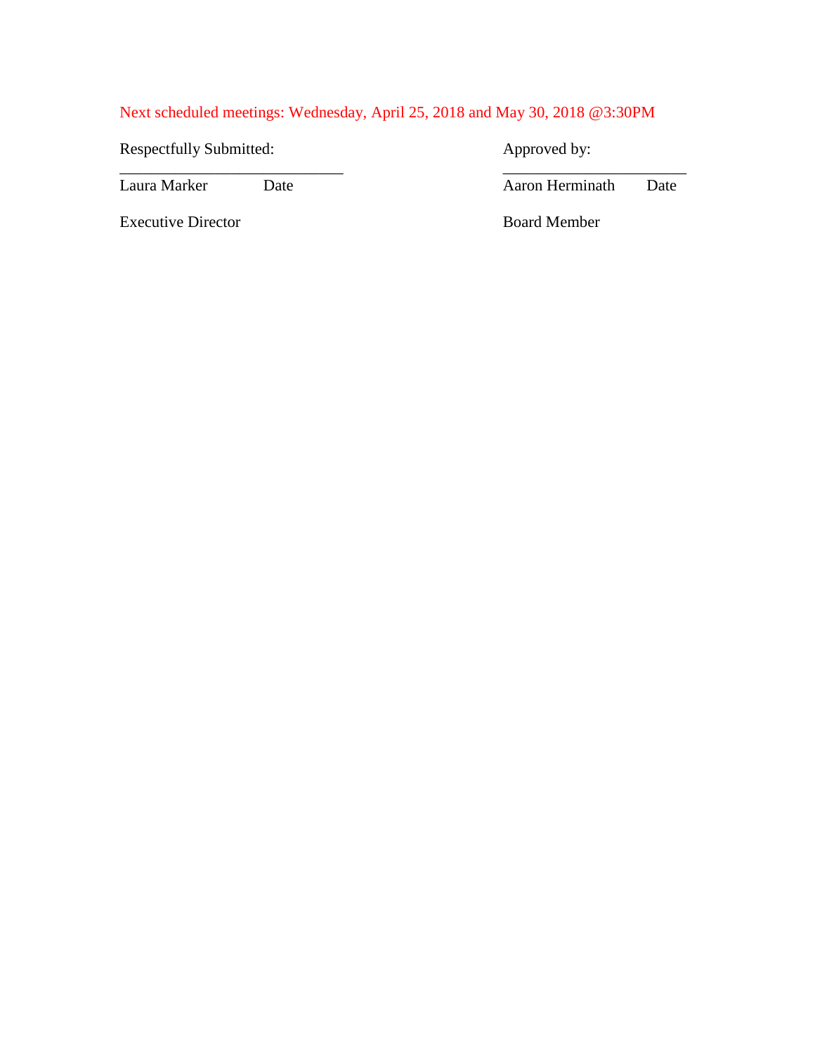Next scheduled meetings: Wednesday, April 25, 2018 and May 30, 2018 @3:30PM

| | |
|---|---|
| Respectfully Submitted: | Approved by: |
| ______________________________ | _________________________ |
| Laura Marker        Date | Aaron Herminath        Date |
| Executive Director | Board Member |